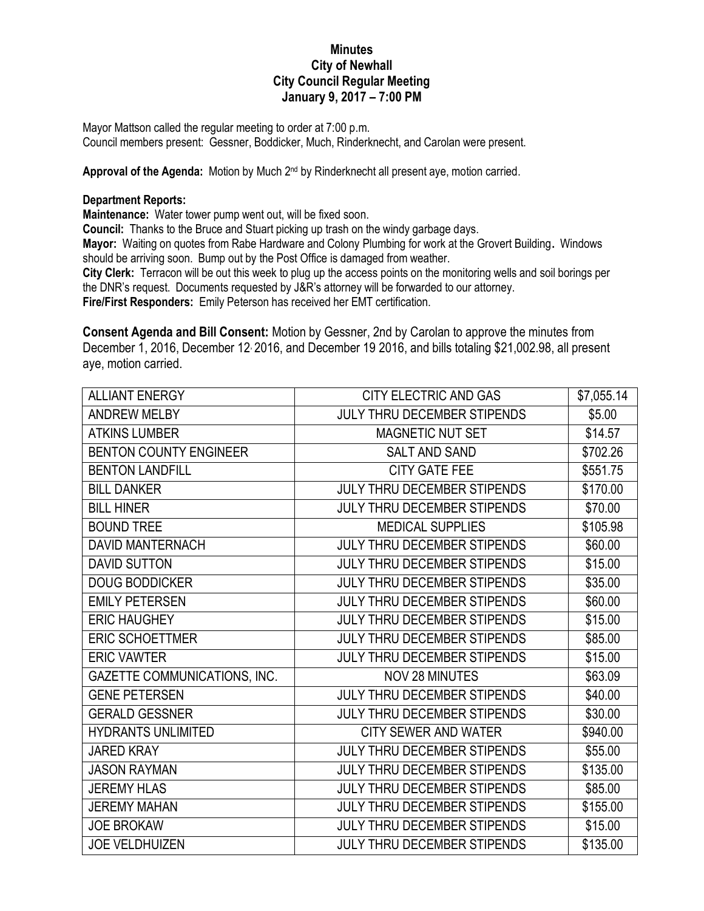# Minutes
## City of Newhall
## City Council Regular Meeting
## January 9, 2017 – 7:00 PM

Mayor Mattson called the regular meeting to order at 7:00 p.m.
Council members present: Gessner, Boddicker, Much, Rinderknecht, and Carolan were present.

**Approval of the Agenda:** Motion by Much 2nd by Rinderknecht all present aye, motion carried.

**Department Reports:**

**Maintenance:** Water tower pump went out, will be fixed soon.

**Council:** Thanks to the Bruce and Stuart picking up trash on the windy garbage days.

**Mayor:** Waiting on quotes from Rabe Hardware and Colony Plumbing for work at the Grovert Building**.** Windows should be arriving soon. Bump out by the Post Office is damaged from weather.

**City Clerk:** Terracon will be out this week to plug up the access points on the monitoring wells and soil borings per the DNR's request. Documents requested by J&R's attorney will be forwarded to our attorney.

**Fire/First Responders:** Emily Peterson has received her EMT certification.

**Consent Agenda and Bill Consent:** Motion by Gessner, 2nd by Carolan to approve the minutes from December 1, 2016, December 12, 2016, and December 19 2016, and bills totaling $21,002.98, all present aye, motion carried.

| | | |
|---|---|---|
| ALLIANT ENERGY | CITY ELECTRIC AND GAS | $7,055.14 |
| ANDREW MELBY | JULY THRU DECEMBER STIPENDS | $5.00 |
| ATKINS LUMBER | MAGNETIC NUT SET | $14.57 |
| BENTON COUNTY ENGINEER | SALT AND SAND | $702.26 |
| BENTON LANDFILL | CITY GATE FEE | $551.75 |
| BILL DANKER | JULY THRU DECEMBER STIPENDS | $170.00 |
| BILL HINER | JULY THRU DECEMBER STIPENDS | $70.00 |
| BOUND TREE | MEDICAL SUPPLIES | $105.98 |
| DAVID MANTERNACH | JULY THRU DECEMBER STIPENDS | $60.00 |
| DAVID SUTTON | JULY THRU DECEMBER STIPENDS | $15.00 |
| DOUG BODDICKER | JULY THRU DECEMBER STIPENDS | $35.00 |
| EMILY PETERSEN | JULY THRU DECEMBER STIPENDS | $60.00 |
| ERIC HAUGHEY | JULY THRU DECEMBER STIPENDS | $15.00 |
| ERIC SCHOETTMER | JULY THRU DECEMBER STIPENDS | $85.00 |
| ERIC VAWTER | JULY THRU DECEMBER STIPENDS | $15.00 |
| GAZETTE COMMUNICATIONS, INC. | NOV 28 MINUTES | $63.09 |
| GENE PETERSEN | JULY THRU DECEMBER STIPENDS | $40.00 |
| GERALD GESSNER | JULY THRU DECEMBER STIPENDS | $30.00 |
| HYDRANTS UNLIMITED | CITY SEWER AND WATER | $940.00 |
| JARED KRAY | JULY THRU DECEMBER STIPENDS | $55.00 |
| JASON RAYMAN | JULY THRU DECEMBER STIPENDS | $135.00 |
| JEREMY HLAS | JULY THRU DECEMBER STIPENDS | $85.00 |
| JEREMY MAHAN | JULY THRU DECEMBER STIPENDS | $155.00 |
| JOE BROKAW | JULY THRU DECEMBER STIPENDS | $15.00 |
| JOE VELDHUIZEN | JULY THRU DECEMBER STIPENDS | $135.00 |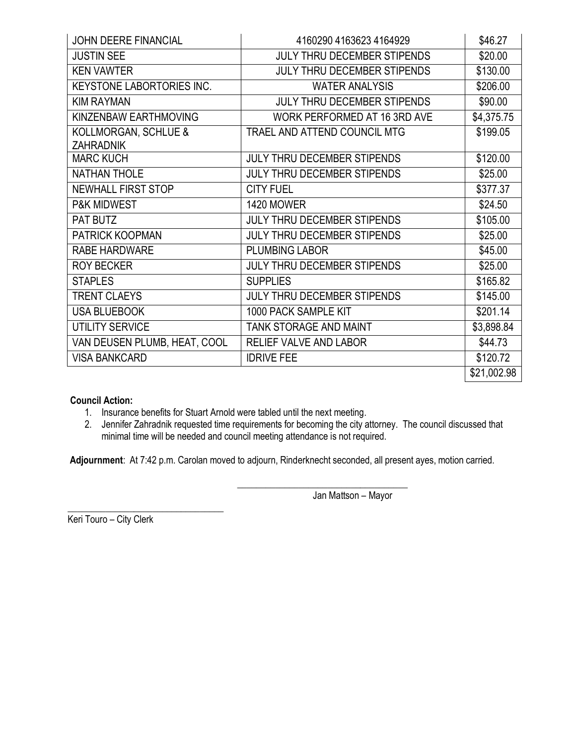| | | |
|---|---|---|
| JOHN DEERE FINANCIAL | 4160290 4163623 4164929 | $46.27 |
| JUSTIN SEE | JULY THRU DECEMBER STIPENDS | $20.00 |
| KEN VAWTER | JULY THRU DECEMBER STIPENDS | $130.00 |
| KEYSTONE LABORTORIES INC. | WATER ANALYSIS | $206.00 |
| KIM RAYMAN | JULY THRU DECEMBER STIPENDS | $90.00 |
| KINZENBAW EARTHMOVING | WORK PERFORMED AT 16 3RD AVE | $4,375.75 |
| KOLLMORGAN, SCHLUE & ZAHRADNIK | TRAEL AND ATTEND COUNCIL MTG | $199.05 |
| MARC KUCH | JULY THRU DECEMBER STIPENDS | $120.00 |
| NATHAN THOLE | JULY THRU DECEMBER STIPENDS | $25.00 |
| NEWHALL FIRST STOP | CITY FUEL | $377.37 |
| P&K MIDWEST | 1420 MOWER | $24.50 |
| PAT BUTZ | JULY THRU DECEMBER STIPENDS | $105.00 |
| PATRICK KOOPMAN | JULY THRU DECEMBER STIPENDS | $25.00 |
| RABE HARDWARE | PLUMBING LABOR | $45.00 |
| ROY BECKER | JULY THRU DECEMBER STIPENDS | $25.00 |
| STAPLES | SUPPLIES | $165.82 |
| TRENT CLAEYS | JULY THRU DECEMBER STIPENDS | $145.00 |
| USA BLUEBOOK | 1000 PACK SAMPLE KIT | $201.14 |
| UTILITY SERVICE | TANK STORAGE AND MAINT | $3,898.84 |
| VAN DEUSEN PLUMB, HEAT, COOL | RELIEF VALVE AND LABOR | $44.73 |
| VISA BANKCARD | IDRIVE FEE | $120.72 |
| | | $21,002.98 |

**Council Action:**

1. Insurance benefits for Stuart Arnold were tabled until the next meeting.
2. Jennifer Zahradnik requested time requirements for becoming the city attorney. The council discussed that minimal time will be needed and council meeting attendance is not required.

**Adjournment**: At 7:42 p.m. Carolan moved to adjourn, Rinderknecht seconded, all present ayes, motion carried.

\_\_\_\_\_\_\_\_\_\_\_\_\_\_\_\_\_\_\_\_\_\_\_\_\_\_\_\_\_\_\_\_\_\_\_\_

Jan Mattson – Mayor

\_\_\_\_\_\_\_\_\_\_\_\_\_\_\_\_\_\_\_\_\_\_\_\_\_\_\_\_\_\_\_\_\_\_\_\_

Keri Touro – City Clerk